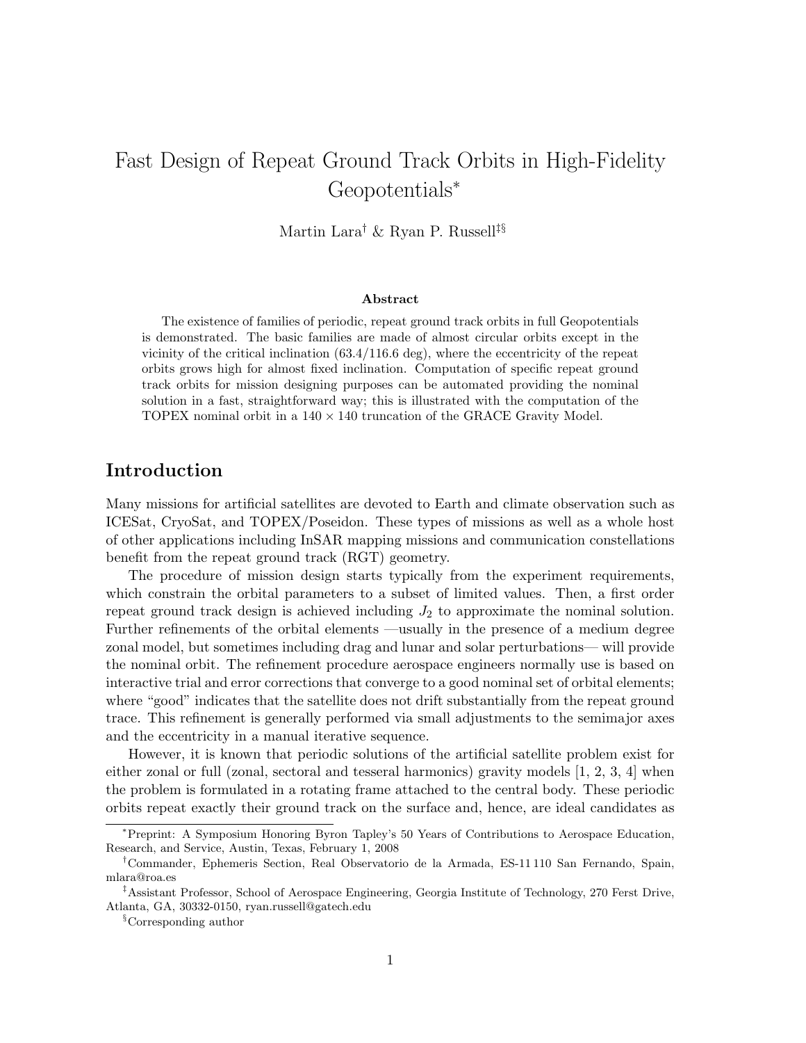# Fast Design of Repeat Ground Track Orbits in High-Fidelity Geopotentials*

Martin Lara[†] & Ryan P. Russell[‡§]

### Abstract

The existence of families of periodic, repeat ground track orbits in full Geopotentials is demonstrated. The basic families are made of almost circular orbits except in the vicinity of the critical inclination (63.4/116.6 deg), where the eccentricity of the repeat orbits grows high for almost fixed inclination. Computation of specific repeat ground track orbits for mission designing purposes can be automated providing the nominal solution in a fast, straightforward way; this is illustrated with the computation of the TOPEX nominal orbit in a $140 \times 140$ truncation of the GRACE Gravity Model.

## Introduction

Many missions for artificial satellites are devoted to Earth and climate observation such as ICESat, CryoSat, and TOPEX/Poseidon. These types of missions as well as a whole host of other applications including InSAR mapping missions and communication constellations benefit from the repeat ground track (RGT) geometry.

The procedure of mission design starts typically from the experiment requirements, which constrain the orbital parameters to a subset of limited values. Then, a first order repeat ground track design is achieved including $J_2$ to approximate the nominal solution. Further refinements of the orbital elements —usually in the presence of a medium degree zonal model, but sometimes including drag and lunar and solar perturbations— will provide the nominal orbit. The refinement procedure aerospace engineers normally use is based on interactive trial and error corrections that converge to a good nominal set of orbital elements; where "good" indicates that the satellite does not drift substantially from the repeat ground trace. This refinement is generally performed via small adjustments to the semimajor axes and the eccentricity in a manual iterative sequence.

However, it is known that periodic solutions of the artificial satellite problem exist for either zonal or full (zonal, sectoral and tesseral harmonics) gravity models [1, 2, 3, 4] when the problem is formulated in a rotating frame attached to the central body. These periodic orbits repeat exactly their ground track on the surface and, hence, are ideal candidates as

---

*Preprint: A Symposium Honoring Byron Tapley's 50 Years of Contributions to Aerospace Education, Research, and Service, Austin, Texas, February 1, 2008

†Commander, Ephemeris Section, Real Observatorio de la Armada, ES-11 110 San Fernando, Spain, mlara@roa.es

‡Assistant Professor, School of Aerospace Engineering, Georgia Institute of Technology, 270 Ferst Drive, Atlanta, GA, 30332-0150, ryan.russell@gatech.edu

§Corresponding author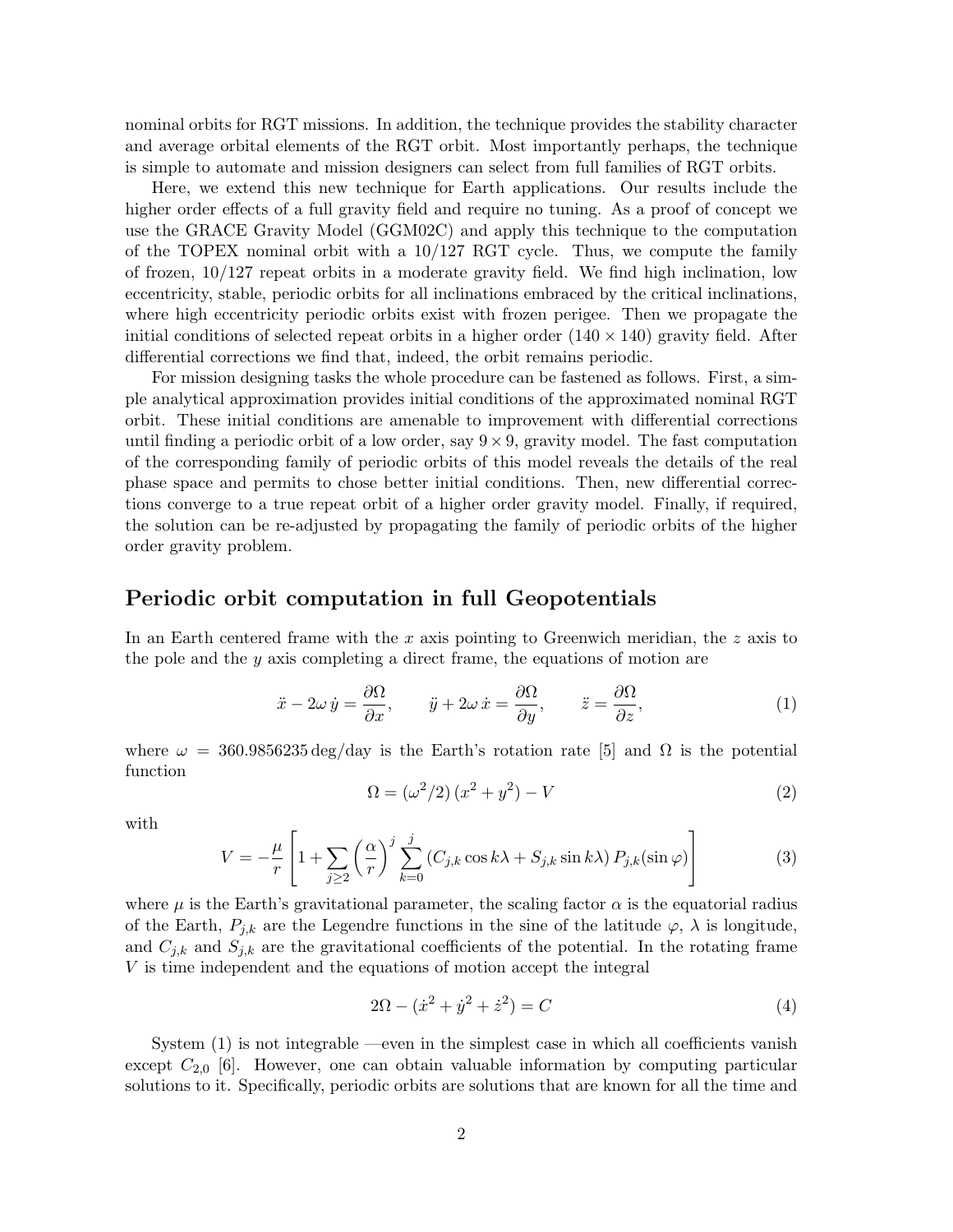nominal orbits for RGT missions. In addition, the technique provides the stability character and average orbital elements of the RGT orbit. Most importantly perhaps, the technique is simple to automate and mission designers can select from full families of RGT orbits.

Here, we extend this new technique for Earth applications. Our results include the higher order effects of a full gravity field and require no tuning. As a proof of concept we use the GRACE Gravity Model (GGM02C) and apply this technique to the computation of the TOPEX nominal orbit with a 10/127 RGT cycle. Thus, we compute the family of frozen, 10/127 repeat orbits in a moderate gravity field. We find high inclination, low eccentricity, stable, periodic orbits for all inclinations embraced by the critical inclinations, where high eccentricity periodic orbits exist with frozen perigee. Then we propagate the initial conditions of selected repeat orbits in a higher order ($140 \times 140$) gravity field. After differential corrections we find that, indeed, the orbit remains periodic.

For mission designing tasks the whole procedure can be fastened as follows. First, a simple analytical approximation provides initial conditions of the approximated nominal RGT orbit. These initial conditions are amenable to improvement with differential corrections until finding a periodic orbit of a low order, say $9 \times 9$, gravity model. The fast computation of the corresponding family of periodic orbits of this model reveals the details of the real phase space and permits to chose better initial conditions. Then, new differential corrections converge to a true repeat orbit of a higher order gravity model. Finally, if required, the solution can be re-adjusted by propagating the family of periodic orbits of the higher order gravity problem.

## Periodic orbit computation in full Geopotentials

In an Earth centered frame with the $x$ axis pointing to Greenwich meridian, the $z$ axis to the pole and the $y$ axis completing a direct frame, the equations of motion are

$$\ddot{x} - 2\omega\,\dot{y} = \frac{\partial \Omega}{\partial x}, \qquad \ddot{y} + 2\omega\,\dot{x} = \frac{\partial \Omega}{\partial y}, \qquad \ddot{z} = \frac{\partial \Omega}{\partial z}, \tag{1}$$

where $\omega = 360.9856235\,\text{deg/day}$ is the Earth's rotation rate [5] and $\Omega$ is the potential function

$$\Omega = (\omega^2/2)\,(x^2 + y^2) - V \tag{2}$$

with

$$V = -\frac{\mu}{r}\left[1 + \sum_{j\geq 2}\left(\frac{\alpha}{r}\right)^j \sum_{k=0}^{j}\left(C_{j,k}\cos k\lambda + S_{j,k}\sin k\lambda\right) P_{j,k}(\sin\varphi)\right] \tag{3}$$

where $\mu$ is the Earth's gravitational parameter, the scaling factor $\alpha$ is the equatorial radius of the Earth, $P_{j,k}$ are the Legendre functions in the sine of the latitude $\varphi$, $\lambda$ is longitude, and $C_{j,k}$ and $S_{j,k}$ are the gravitational coefficients of the potential. In the rotating frame $V$ is time independent and the equations of motion accept the integral

$$2\Omega - (\dot{x}^2 + \dot{y}^2 + \dot{z}^2) = C \tag{4}$$

System (1) is not integrable —even in the simplest case in which all coefficients vanish except $C_{2,0}$ [6]. However, one can obtain valuable information by computing particular solutions to it. Specifically, periodic orbits are solutions that are known for all the time and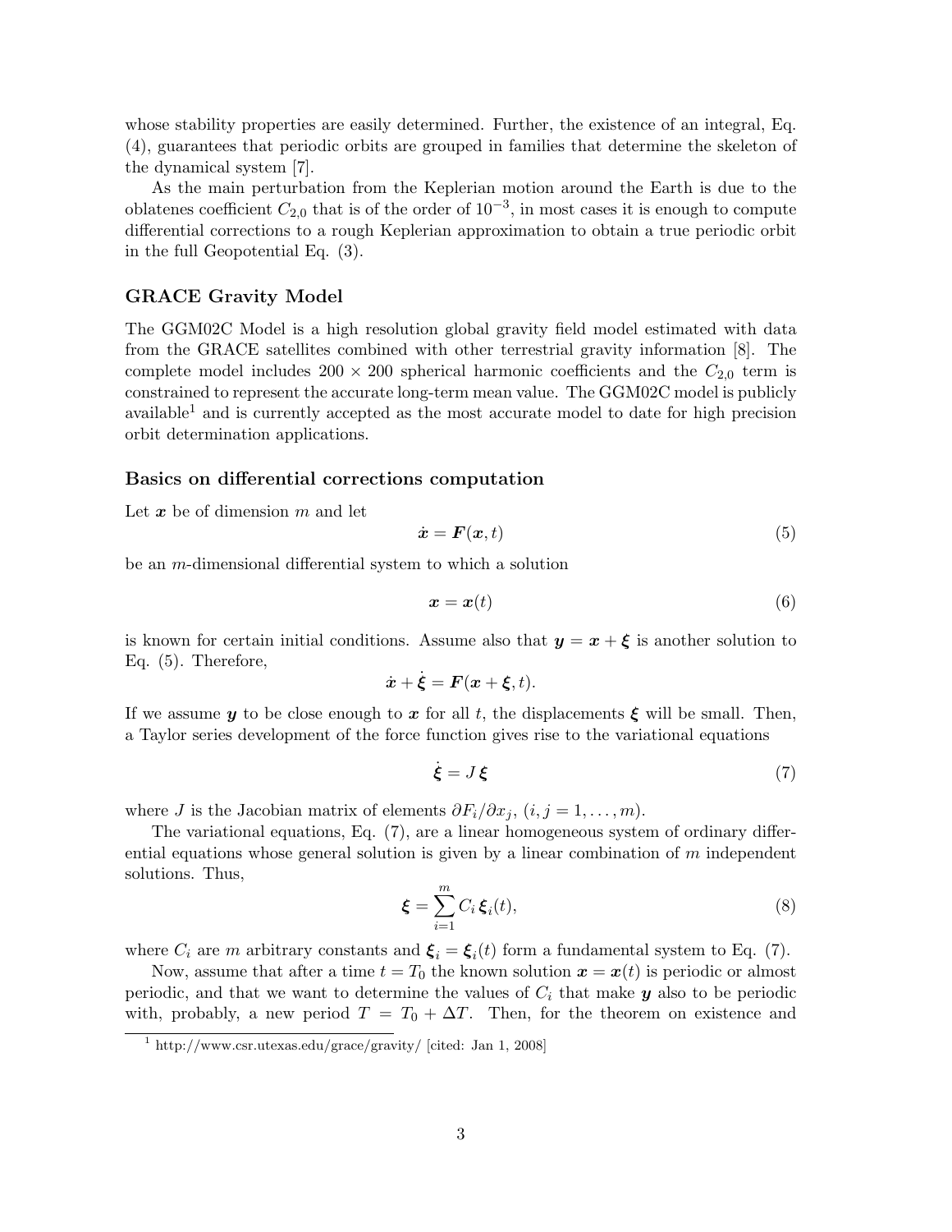whose stability properties are easily determined. Further, the existence of an integral, Eq. (4), guarantees that periodic orbits are grouped in families that determine the skeleton of the dynamical system [7].

As the main perturbation from the Keplerian motion around the Earth is due to the oblatenes coefficient $C_{2,0}$ that is of the order of $10^{-3}$, in most cases it is enough to compute differential corrections to a rough Keplerian approximation to obtain a true periodic orbit in the full Geopotential Eq. (3).

### GRACE Gravity Model

The GGM02C Model is a high resolution global gravity field model estimated with data from the GRACE satellites combined with other terrestrial gravity information [8]. The complete model includes $200 \times 200$ spherical harmonic coefficients and the $C_{2,0}$ term is constrained to represent the accurate long-term mean value. The GGM02C model is publicly available[1] and is currently accepted as the most accurate model to date for high precision orbit determination applications.

### Basics on differential corrections computation

Let $\boldsymbol{x}$ be of dimension $m$ and let

$$\dot{\boldsymbol{x}} = \boldsymbol{F}(\boldsymbol{x}, t) \tag{5}$$

be an $m$-dimensional differential system to which a solution

$$\boldsymbol{x} = \boldsymbol{x}(t) \tag{6}$$

is known for certain initial conditions. Assume also that $\boldsymbol{y} = \boldsymbol{x} + \boldsymbol{\xi}$ is another solution to Eq. (5). Therefore,

$$\dot{\boldsymbol{x}} + \dot{\boldsymbol{\xi}} = \boldsymbol{F}(\boldsymbol{x} + \boldsymbol{\xi}, t).$$

If we assume $\boldsymbol{y}$ to be close enough to $\boldsymbol{x}$ for all $t$, the displacements $\boldsymbol{\xi}$ will be small. Then, a Taylor series development of the force function gives rise to the variational equations

$$\dot{\boldsymbol{\xi}} = J\,\boldsymbol{\xi} \tag{7}$$

where $J$ is the Jacobian matrix of elements $\partial F_i / \partial x_j$, $(i, j = 1, \ldots, m)$.

The variational equations, Eq. (7), are a linear homogeneous system of ordinary differential equations whose general solution is given by a linear combination of $m$ independent solutions. Thus,

$$\boldsymbol{\xi} = \sum_{i=1}^{m} C_i\,\boldsymbol{\xi}_i(t), \tag{8}$$

where $C_i$ are $m$ arbitrary constants and $\boldsymbol{\xi}_i = \boldsymbol{\xi}_i(t)$ form a fundamental system to Eq. (7).

Now, assume that after a time $t = T_0$ the known solution $\boldsymbol{x} = \boldsymbol{x}(t)$ is periodic or almost periodic, and that we want to determine the values of $C_i$ that make $\boldsymbol{y}$ also to be periodic with, probably, a new period $T = T_0 + \Delta T$. Then, for the theorem on existence and

[1] http://www.csr.utexas.edu/grace/gravity/ [cited: Jan 1, 2008]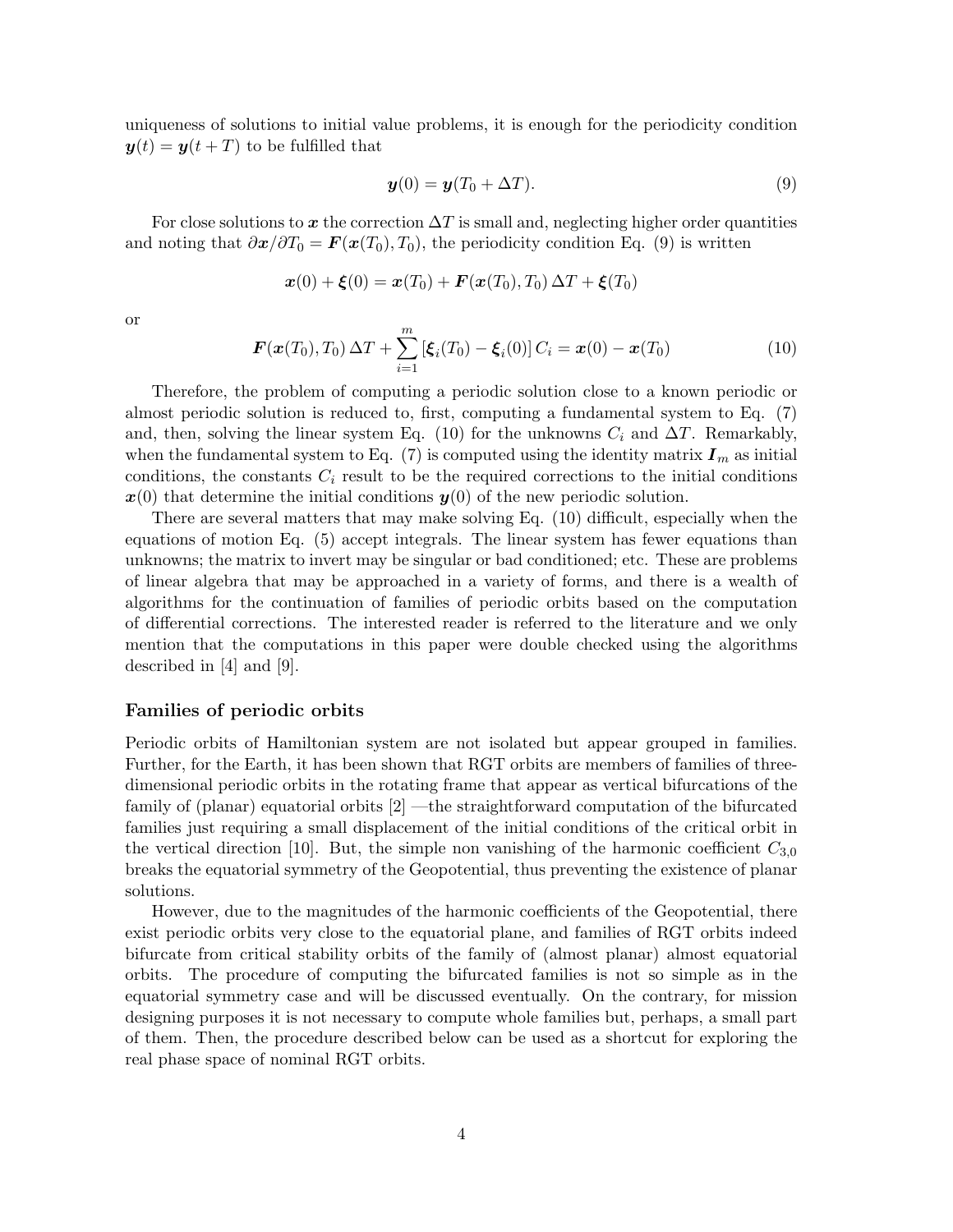uniqueness of solutions to initial value problems, it is enough for the periodicity condition $\boldsymbol{y}(t) = \boldsymbol{y}(t+T)$ to be fulfilled that

$$\boldsymbol{y}(0) = \boldsymbol{y}(T_0 + \Delta T). \tag{9}$$

For close solutions to $\boldsymbol{x}$ the correction $\Delta T$ is small and, neglecting higher order quantities and noting that $\partial \boldsymbol{x}/\partial T_0 = \boldsymbol{F}(\boldsymbol{x}(T_0), T_0)$, the periodicity condition Eq. (9) is written

$$\boldsymbol{x}(0) + \boldsymbol{\xi}(0) = \boldsymbol{x}(T_0) + \boldsymbol{F}(\boldsymbol{x}(T_0), T_0)\,\Delta T + \boldsymbol{\xi}(T_0)$$

or

$$\boldsymbol{F}(\boldsymbol{x}(T_0), T_0)\,\Delta T + \sum_{i=1}^{m} \left[\boldsymbol{\xi}_i(T_0) - \boldsymbol{\xi}_i(0)\right] C_i = \boldsymbol{x}(0) - \boldsymbol{x}(T_0) \tag{10}$$

Therefore, the problem of computing a periodic solution close to a known periodic or almost periodic solution is reduced to, first, computing a fundamental system to Eq. (7) and, then, solving the linear system Eq. (10) for the unknowns $C_i$ and $\Delta T$. Remarkably, when the fundamental system to Eq. (7) is computed using the identity matrix $\boldsymbol{I}_m$ as initial conditions, the constants $C_i$ result to be the required corrections to the initial conditions $\boldsymbol{x}(0)$ that determine the initial conditions $\boldsymbol{y}(0)$ of the new periodic solution.

There are several matters that may make solving Eq. (10) difficult, especially when the equations of motion Eq. (5) accept integrals. The linear system has fewer equations than unknowns; the matrix to invert may be singular or bad conditioned; etc. These are problems of linear algebra that may be approached in a variety of forms, and there is a wealth of algorithms for the continuation of families of periodic orbits based on the computation of differential corrections. The interested reader is referred to the literature and we only mention that the computations in this paper were double checked using the algorithms described in [4] and [9].

### Families of periodic orbits

Periodic orbits of Hamiltonian system are not isolated but appear grouped in families. Further, for the Earth, it has been shown that RGT orbits are members of families of three-dimensional periodic orbits in the rotating frame that appear as vertical bifurcations of the family of (planar) equatorial orbits [2] —the straightforward computation of the bifurcated families just requiring a small displacement of the initial conditions of the critical orbit in the vertical direction [10]. But, the simple non vanishing of the harmonic coefficient $C_{3,0}$ breaks the equatorial symmetry of the Geopotential, thus preventing the existence of planar solutions.

However, due to the magnitudes of the harmonic coefficients of the Geopotential, there exist periodic orbits very close to the equatorial plane, and families of RGT orbits indeed bifurcate from critical stability orbits of the family of (almost planar) almost equatorial orbits. The procedure of computing the bifurcated families is not so simple as in the equatorial symmetry case and will be discussed eventually. On the contrary, for mission designing purposes it is not necessary to compute whole families but, perhaps, a small part of them. Then, the procedure described below can be used as a shortcut for exploring the real phase space of nominal RGT orbits.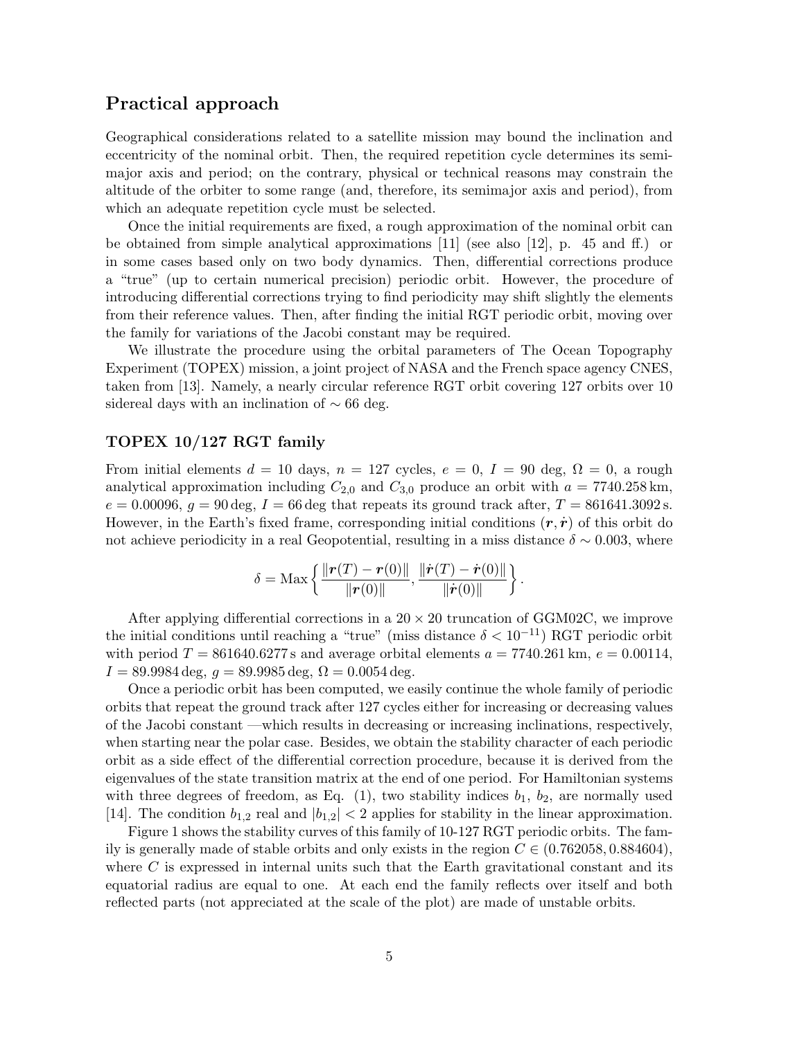## Practical approach

Geographical considerations related to a satellite mission may bound the inclination and eccentricity of the nominal orbit. Then, the required repetition cycle determines its semimajor axis and period; on the contrary, physical or technical reasons may constrain the altitude of the orbiter to some range (and, therefore, its semimajor axis and period), from which an adequate repetition cycle must be selected.

Once the initial requirements are fixed, a rough approximation of the nominal orbit can be obtained from simple analytical approximations [11] (see also [12], p. 45 and ff.) or in some cases based only on two body dynamics. Then, differential corrections produce a "true" (up to certain numerical precision) periodic orbit. However, the procedure of introducing differential corrections trying to find periodicity may shift slightly the elements from their reference values. Then, after finding the initial RGT periodic orbit, moving over the family for variations of the Jacobi constant may be required.

We illustrate the procedure using the orbital parameters of The Ocean Topography Experiment (TOPEX) mission, a joint project of NASA and the French space agency CNES, taken from [13]. Namely, a nearly circular reference RGT orbit covering 127 orbits over 10 sidereal days with an inclination of $\sim 66$ deg.

### TOPEX 10/127 RGT family

From initial elements $d = 10$ days, $n = 127$ cycles, $e = 0$, $I = 90$ deg, $\Omega = 0$, a rough analytical approximation including $C_{2,0}$ and $C_{3,0}$ produce an orbit with $a = 7740.258\,\mathrm{km}$, $e = 0.00096$, $g = 90\,\mathrm{deg}$, $I = 66\,\mathrm{deg}$ that repeats its ground track after, $T = 861641.3092\,\mathrm{s}$. However, in the Earth's fixed frame, corresponding initial conditions $(\boldsymbol{r}, \dot{\boldsymbol{r}})$ of this orbit do not achieve periodicity in a real Geopotential, resulting in a miss distance $\delta \sim 0.003$, where

$$\delta = \mathrm{Max}\left\{\frac{\|\boldsymbol{r}(T) - \boldsymbol{r}(0)\|}{\|\boldsymbol{r}(0)\|}, \frac{\|\dot{\boldsymbol{r}}(T) - \dot{\boldsymbol{r}}(0)\|}{\|\dot{\boldsymbol{r}}(0)\|}\right\}.$$

After applying differential corrections in a $20 \times 20$ truncation of GGM02C, we improve the initial conditions until reaching a "true" (miss distance $\delta < 10^{-11}$) RGT periodic orbit with period $T = 861640.6277\,\mathrm{s}$ and average orbital elements $a = 7740.261\,\mathrm{km}$, $e = 0.00114$, $I = 89.9984\,\mathrm{deg}$, $g = 89.9985\,\mathrm{deg}$, $\Omega = 0.0054\,\mathrm{deg}$.

Once a periodic orbit has been computed, we easily continue the whole family of periodic orbits that repeat the ground track after 127 cycles either for increasing or decreasing values of the Jacobi constant —which results in decreasing or increasing inclinations, respectively, when starting near the polar case. Besides, we obtain the stability character of each periodic orbit as a side effect of the differential correction procedure, because it is derived from the eigenvalues of the state transition matrix at the end of one period. For Hamiltonian systems with three degrees of freedom, as Eq. (1), two stability indices $b_1$, $b_2$, are normally used [14]. The condition $b_{1,2}$ real and $|b_{1,2}| < 2$ applies for stability in the linear approximation.

Figure 1 shows the stability curves of this family of 10-127 RGT periodic orbits. The family is generally made of stable orbits and only exists in the region $C \in (0.762058, 0.884604)$, where $C$ is expressed in internal units such that the Earth gravitational constant and its equatorial radius are equal to one. At each end the family reflects over itself and both reflected parts (not appreciated at the scale of the plot) are made of unstable orbits.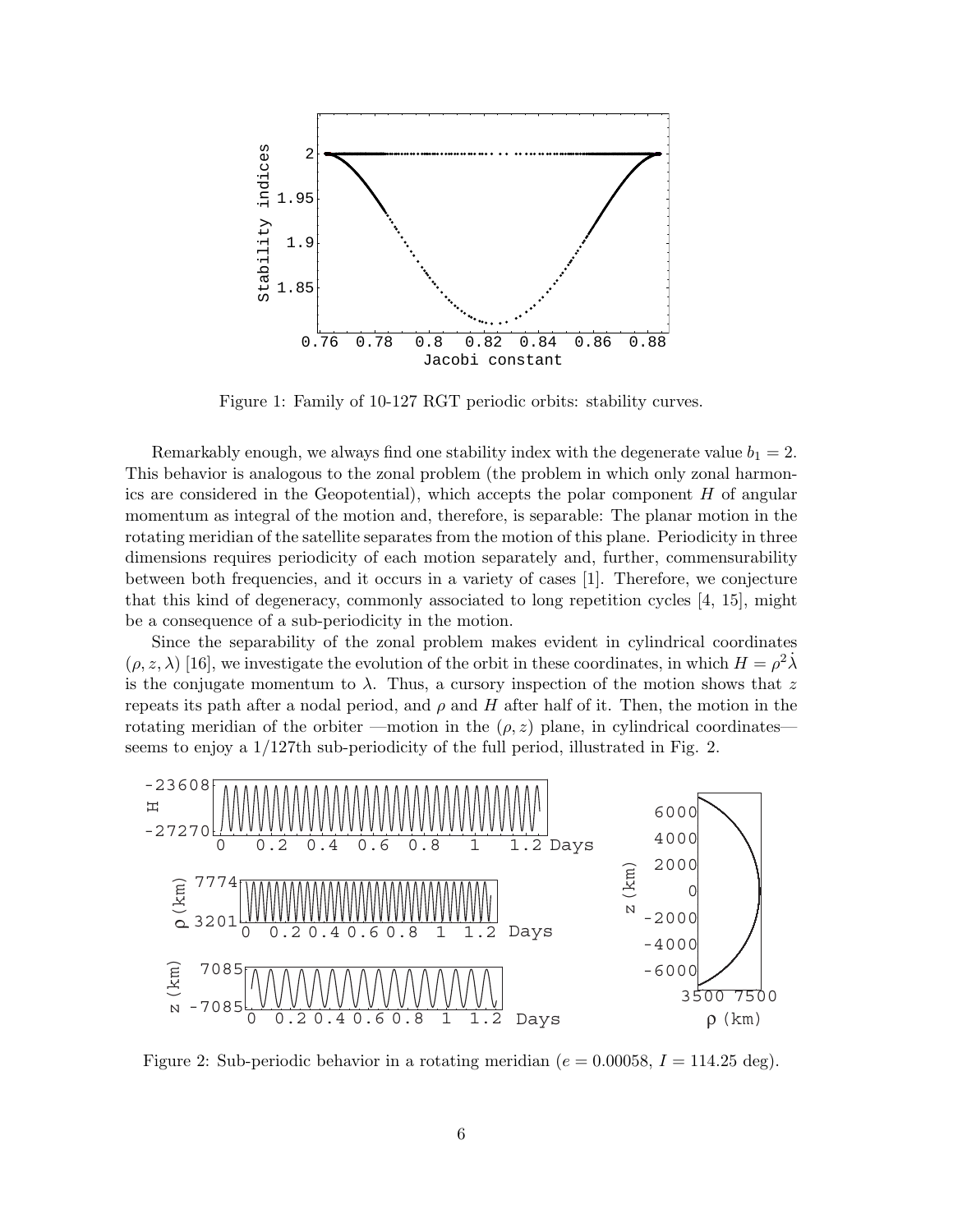Figure 1: Family of 10-127 RGT periodic orbits: stability curves.

Remarkably enough, we always find one stability index with the degenerate value $b_1 = 2$. This behavior is analogous to the zonal problem (the problem in which only zonal harmonics are considered in the Geopotential), which accepts the polar component $H$ of angular momentum as integral of the motion and, therefore, is separable: The planar motion in the rotating meridian of the satellite separates from the motion of this plane. Periodicity in three dimensions requires periodicity of each motion separately and, further, commensurability between both frequencies, and it occurs in a variety of cases [1]. Therefore, we conjecture that this kind of degeneracy, commonly associated to long repetition cycles [4, 15], might be a consequence of a sub-periodicity in the motion.

Since the separability of the zonal problem makes evident in cylindrical coordinates $(\rho, z, \lambda)$ [16], we investigate the evolution of the orbit in these coordinates, in which $H = \rho^2 \dot{\lambda}$ is the conjugate momentum to $\lambda$. Thus, a cursory inspection of the motion shows that $z$ repeats its path after a nodal period, and $\rho$ and $H$ after half of it. Then, the motion in the rotating meridian of the orbiter —motion in the $(\rho, z)$ plane, in cylindrical coordinates— seems to enjoy a 1/127th sub-periodicity of the full period, illustrated in Fig. 2.

Figure 2: Sub-periodic behavior in a rotating meridian ($e = 0.00058$, $I = 114.25$ deg).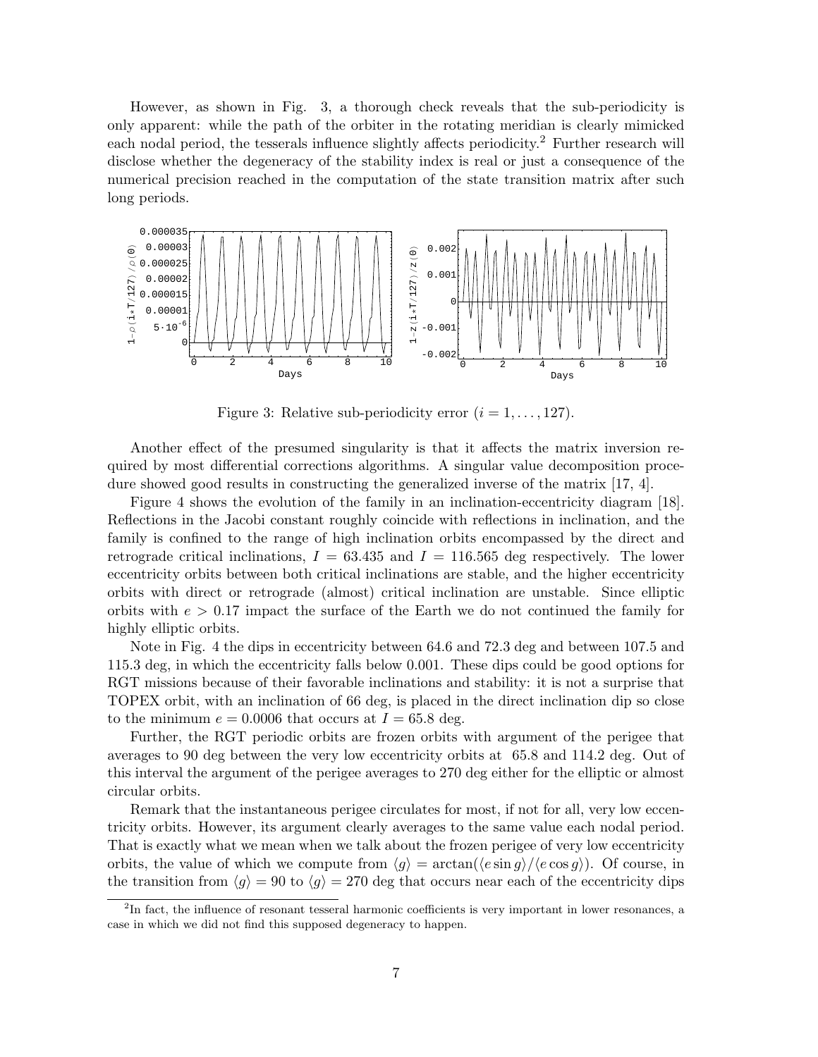However, as shown in Fig. 3, a thorough check reveals that the sub-periodicity is only apparent: while the path of the orbiter in the rotating meridian is clearly mimicked each nodal period, the tesserals influence slightly affects periodicity.[2] Further research will disclose whether the degeneracy of the stability index is real or just a consequence of the numerical precision reached in the computation of the state transition matrix after such long periods.

Figure 3: Relative sub-periodicity error ($i = 1, \ldots, 127$).

Another effect of the presumed singularity is that it affects the matrix inversion required by most differential corrections algorithms. A singular value decomposition procedure showed good results in constructing the generalized inverse of the matrix [17, 4].

Figure 4 shows the evolution of the family in an inclination-eccentricity diagram [18]. Reflections in the Jacobi constant roughly coincide with reflections in inclination, and the family is confined to the range of high inclination orbits encompassed by the direct and retrograde critical inclinations, $I = 63.435$ and $I = 116.565$ deg respectively. The lower eccentricity orbits between both critical inclinations are stable, and the higher eccentricity orbits with direct or retrograde (almost) critical inclination are unstable. Since elliptic orbits with $e > 0.17$ impact the surface of the Earth we do not continued the family for highly elliptic orbits.

Note in Fig. 4 the dips in eccentricity between 64.6 and 72.3 deg and between 107.5 and 115.3 deg, in which the eccentricity falls below 0.001. These dips could be good options for RGT missions because of their favorable inclinations and stability: it is not a surprise that TOPEX orbit, with an inclination of 66 deg, is placed in the direct inclination dip so close to the minimum $e = 0.0006$ that occurs at $I = 65.8$ deg.

Further, the RGT periodic orbits are frozen orbits with argument of the perigee that averages to 90 deg between the very low eccentricity orbits at 65.8 and 114.2 deg. Out of this interval the argument of the perigee averages to 270 deg either for the elliptic or almost circular orbits.

Remark that the instantaneous perigee circulates for most, if not for all, very low eccentricity orbits. However, its argument clearly averages to the same value each nodal period. That is exactly what we mean when we talk about the frozen perigee of very low eccentricity orbits, the value of which we compute from $\langle g \rangle = \arctan(\langle e \sin g \rangle / \langle e \cos g \rangle)$. Of course, in the transition from $\langle g \rangle = 90$ to $\langle g \rangle = 270$ deg that occurs near each of the eccentricity dips

[2] In fact, the influence of resonant tesseral harmonic coefficients is very important in lower resonances, a case in which we did not find this supposed degeneracy to happen.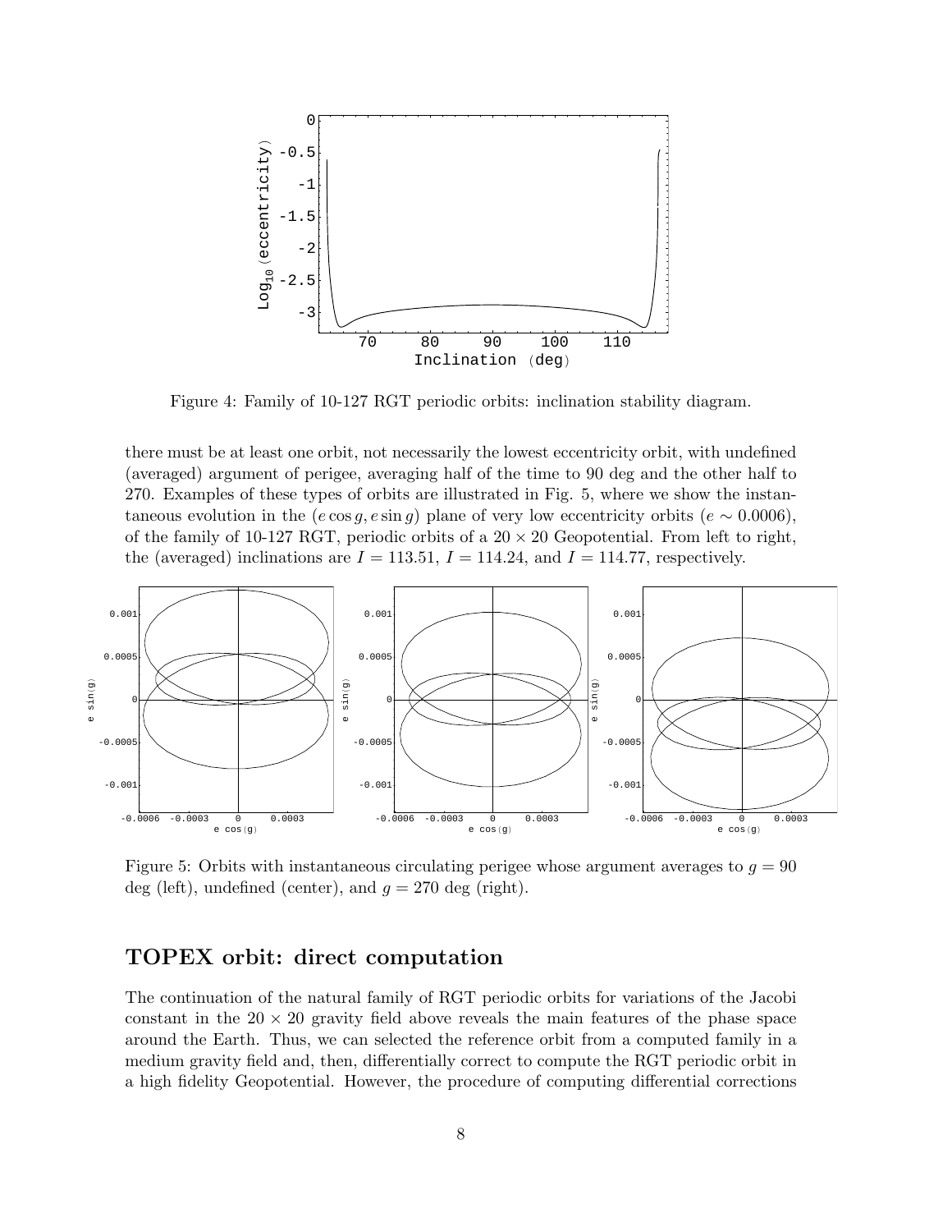Figure 4: Family of 10-127 RGT periodic orbits: inclination stability diagram.

there must be at least one orbit, not necessarily the lowest eccentricity orbit, with undefined (averaged) argument of perigee, averaging half of the time to 90 deg and the other half to 270. Examples of these types of orbits are illustrated in Fig. 5, where we show the instantaneous evolution in the $(e\cos g, e\sin g)$ plane of very low eccentricity orbits ($e \sim 0.0006$), of the family of 10-127 RGT, periodic orbits of a $20 \times 20$ Geopotential. From left to right, the (averaged) inclinations are $I = 113.51$, $I = 114.24$, and $I = 114.77$, respectively.

Figure 5: Orbits with instantaneous circulating perigee whose argument averages to $g = 90$ deg (left), undefined (center), and $g = 270$ deg (right).

## TOPEX orbit: direct computation

The continuation of the natural family of RGT periodic orbits for variations of the Jacobi constant in the $20 \times 20$ gravity field above reveals the main features of the phase space around the Earth. Thus, we can selected the reference orbit from a computed family in a medium gravity field and, then, differentially correct to compute the RGT periodic orbit in a high fidelity Geopotential. However, the procedure of computing differential corrections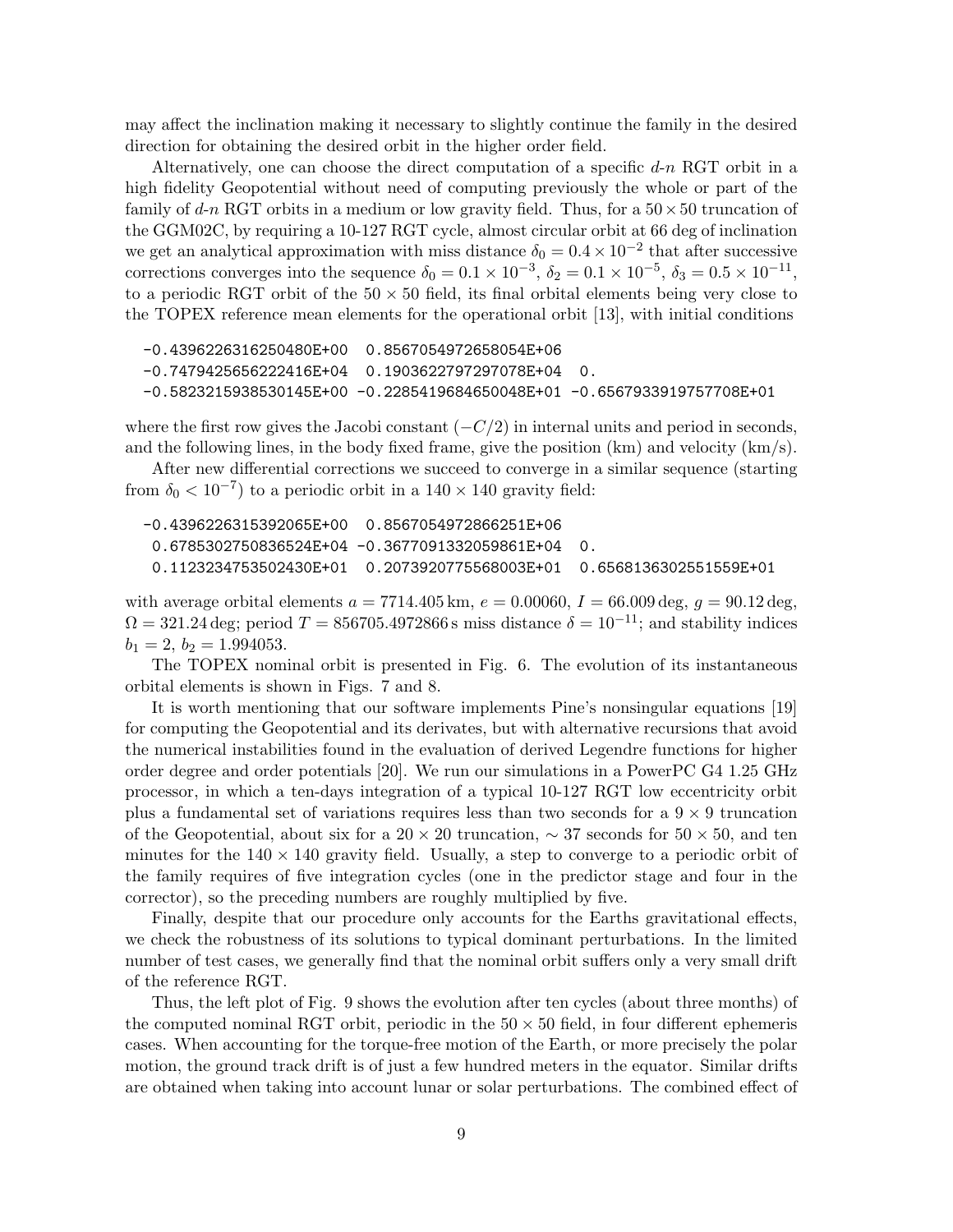may affect the inclination making it necessary to slightly continue the family in the desired direction for obtaining the desired orbit in the higher order field.

Alternatively, one can choose the direct computation of a specific $d$-$n$ RGT orbit in a high fidelity Geopotential without need of computing previously the whole or part of the family of $d$-$n$ RGT orbits in a medium or low gravity field. Thus, for a $50\times50$ truncation of the GGM02C, by requiring a 10-127 RGT cycle, almost circular orbit at 66 deg of inclination we get an analytical approximation with miss distance $\delta_0 = 0.4\times10^{-2}$ that after successive corrections converges into the sequence $\delta_0 = 0.1\times10^{-3}$, $\delta_2 = 0.1\times10^{-5}$, $\delta_3 = 0.5\times10^{-11}$, to a periodic RGT orbit of the $50\times50$ field, its final orbital elements being very close to the TOPEX reference mean elements for the operational orbit [13], with initial conditions

```
-0.4396226316250480E+00  0.8567054972658054E+06
-0.7479425656222416E+04  0.1903622797297078E+04  0.
-0.5823215938530145E+00 -0.2285419684650048E+01 -0.6567933919757708E+01
```

where the first row gives the Jacobi constant $(-C/2)$ in internal units and period in seconds, and the following lines, in the body fixed frame, give the position (km) and velocity (km/s).

After new differential corrections we succeed to converge in a similar sequence (starting from $\delta_0 < 10^{-7}$) to a periodic orbit in a $140\times140$ gravity field:

```
-0.4396226315392065E+00  0.8567054972866251E+06
 0.6785302750836524E+04 -0.3677091332059861E+04  0.
 0.1123234753502430E+01  0.2073920775568003E+01  0.6568136302551559E+01
```

with average orbital elements $a = 7714.405\,\text{km}$, $e = 0.00060$, $I = 66.009\,\text{deg}$, $g = 90.12\,\text{deg}$, $\Omega = 321.24\,\text{deg}$; period $T = 856705.4972866\,\text{s}$ miss distance $\delta = 10^{-11}$; and stability indices $b_1 = 2$, $b_2 = 1.994053$.

The TOPEX nominal orbit is presented in Fig. 6. The evolution of its instantaneous orbital elements is shown in Figs. 7 and 8.

It is worth mentioning that our software implements Pine's nonsingular equations [19] for computing the Geopotential and its derivates, but with alternative recursions that avoid the numerical instabilities found in the evaluation of derived Legendre functions for higher order degree and order potentials [20]. We run our simulations in a PowerPC G4 1.25 GHz processor, in which a ten-days integration of a typical 10-127 RGT low eccentricity orbit plus a fundamental set of variations requires less than two seconds for a $9\times9$ truncation of the Geopotential, about six for a $20\times20$ truncation, $\sim37$ seconds for $50\times50$, and ten minutes for the $140\times140$ gravity field. Usually, a step to converge to a periodic orbit of the family requires of five integration cycles (one in the predictor stage and four in the corrector), so the preceding numbers are roughly multiplied by five.

Finally, despite that our procedure only accounts for the Earths gravitational effects, we check the robustness of its solutions to typical dominant perturbations. In the limited number of test cases, we generally find that the nominal orbit suffers only a very small drift of the reference RGT.

Thus, the left plot of Fig. 9 shows the evolution after ten cycles (about three months) of the computed nominal RGT orbit, periodic in the $50\times50$ field, in four different ephemeris cases. When accounting for the torque-free motion of the Earth, or more precisely the polar motion, the ground track drift is of just a few hundred meters in the equator. Similar drifts are obtained when taking into account lunar or solar perturbations. The combined effect of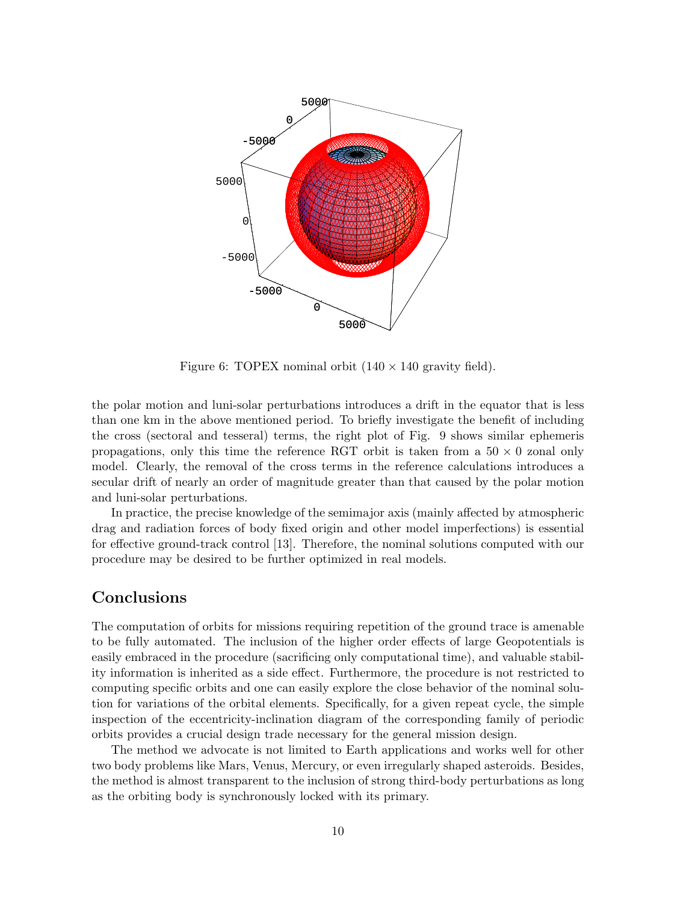Figure 6: TOPEX nominal orbit ($140 \times 140$ gravity field).

the polar motion and luni-solar perturbations introduces a drift in the equator that is less than one km in the above mentioned period. To briefly investigate the benefit of including the cross (sectoral and tesseral) terms, the right plot of Fig. 9 shows similar ephemeris propagations, only this time the reference RGT orbit is taken from a $50 \times 0$ zonal only model. Clearly, the removal of the cross terms in the reference calculations introduces a secular drift of nearly an order of magnitude greater than that caused by the polar motion and luni-solar perturbations.

In practice, the precise knowledge of the semimajor axis (mainly affected by atmospheric drag and radiation forces of body fixed origin and other model imperfections) is essential for effective ground-track control [13]. Therefore, the nominal solutions computed with our procedure may be desired to be further optimized in real models.

## Conclusions

The computation of orbits for missions requiring repetition of the ground trace is amenable to be fully automated. The inclusion of the higher order effects of large Geopotentials is easily embraced in the procedure (sacrificing only computational time), and valuable stability information is inherited as a side effect. Furthermore, the procedure is not restricted to computing specific orbits and one can easily explore the close behavior of the nominal solution for variations of the orbital elements. Specifically, for a given repeat cycle, the simple inspection of the eccentricity-inclination diagram of the corresponding family of periodic orbits provides a crucial design trade necessary for the general mission design.

The method we advocate is not limited to Earth applications and works well for other two body problems like Mars, Venus, Mercury, or even irregularly shaped asteroids. Besides, the method is almost transparent to the inclusion of strong third-body perturbations as long as the orbiting body is synchronously locked with its primary.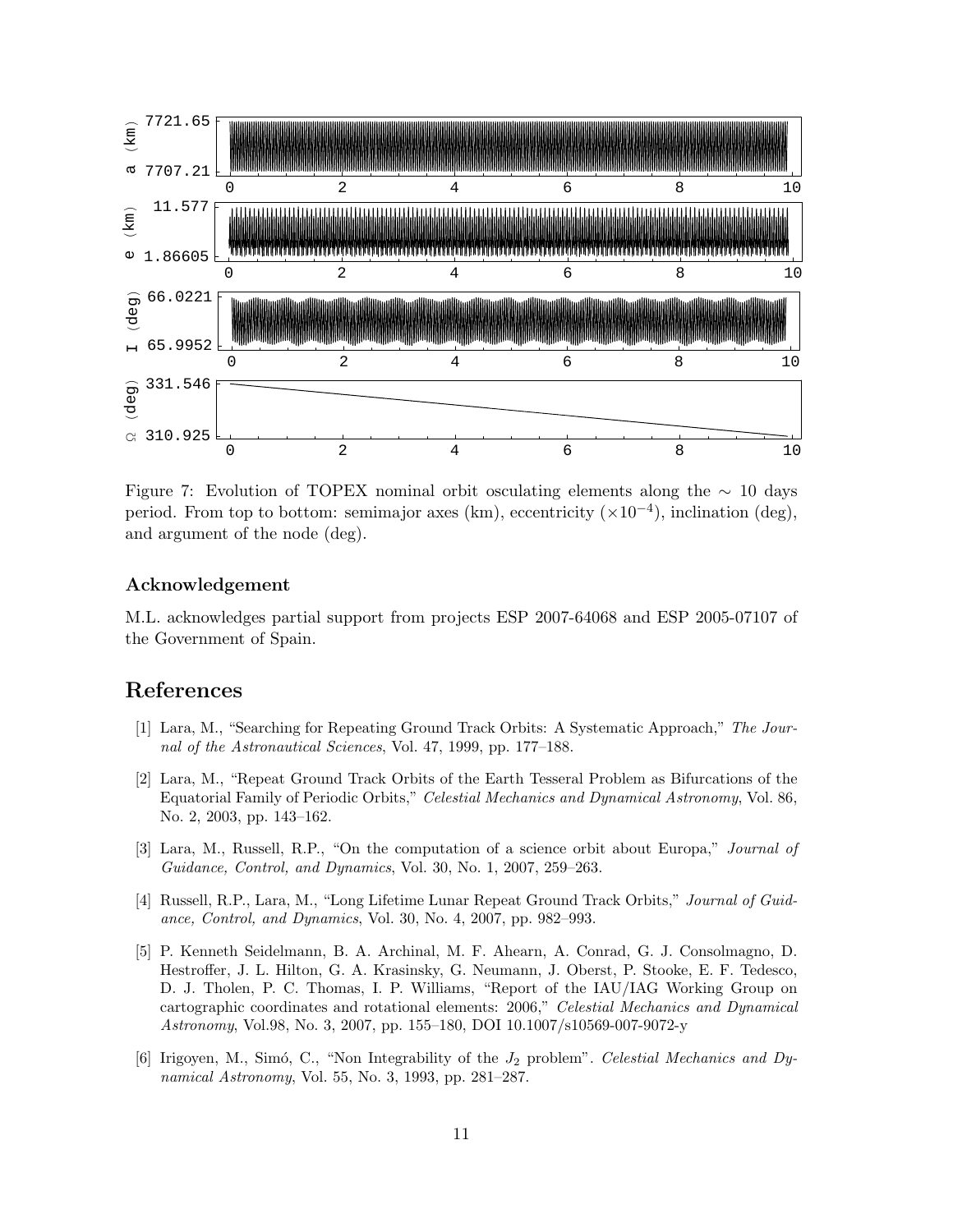Figure 7: Evolution of TOPEX nominal orbit osculating elements along the $\sim$ 10 days period. From top to bottom: semimajor axes (km), eccentricity ($\times 10^{-4}$), inclination (deg), and argument of the node (deg).

### Acknowledgement

M.L. acknowledges partial support from projects ESP 2007-64068 and ESP 2005-07107 of the Government of Spain.

## References

[1] Lara, M., "Searching for Repeating Ground Track Orbits: A Systematic Approach," *The Journal of the Astronautical Sciences*, Vol. 47, 1999, pp. 177–188.

[2] Lara, M., "Repeat Ground Track Orbits of the Earth Tesseral Problem as Bifurcations of the Equatorial Family of Periodic Orbits," *Celestial Mechanics and Dynamical Astronomy*, Vol. 86, No. 2, 2003, pp. 143–162.

[3] Lara, M., Russell, R.P., "On the computation of a science orbit about Europa," *Journal of Guidance, Control, and Dynamics*, Vol. 30, No. 1, 2007, 259–263.

[4] Russell, R.P., Lara, M., "Long Lifetime Lunar Repeat Ground Track Orbits," *Journal of Guidance, Control, and Dynamics*, Vol. 30, No. 4, 2007, pp. 982–993.

[5] P. Kenneth Seidelmann, B. A. Archinal, M. F. Ahearn, A. Conrad, G. J. Consolmagno, D. Hestroffer, J. L. Hilton, G. A. Krasinsky, G. Neumann, J. Oberst, P. Stooke, E. F. Tedesco, D. J. Tholen, P. C. Thomas, I. P. Williams, "Report of the IAU/IAG Working Group on cartographic coordinates and rotational elements: 2006," *Celestial Mechanics and Dynamical Astronomy*, Vol.98, No. 3, 2007, pp. 155–180, DOI 10.1007/s10569-007-9072-y

[6] Irigoyen, M., Simó, C., "Non Integrability of the $J_2$ problem". *Celestial Mechanics and Dynamical Astronomy*, Vol. 55, No. 3, 1993, pp. 281–287.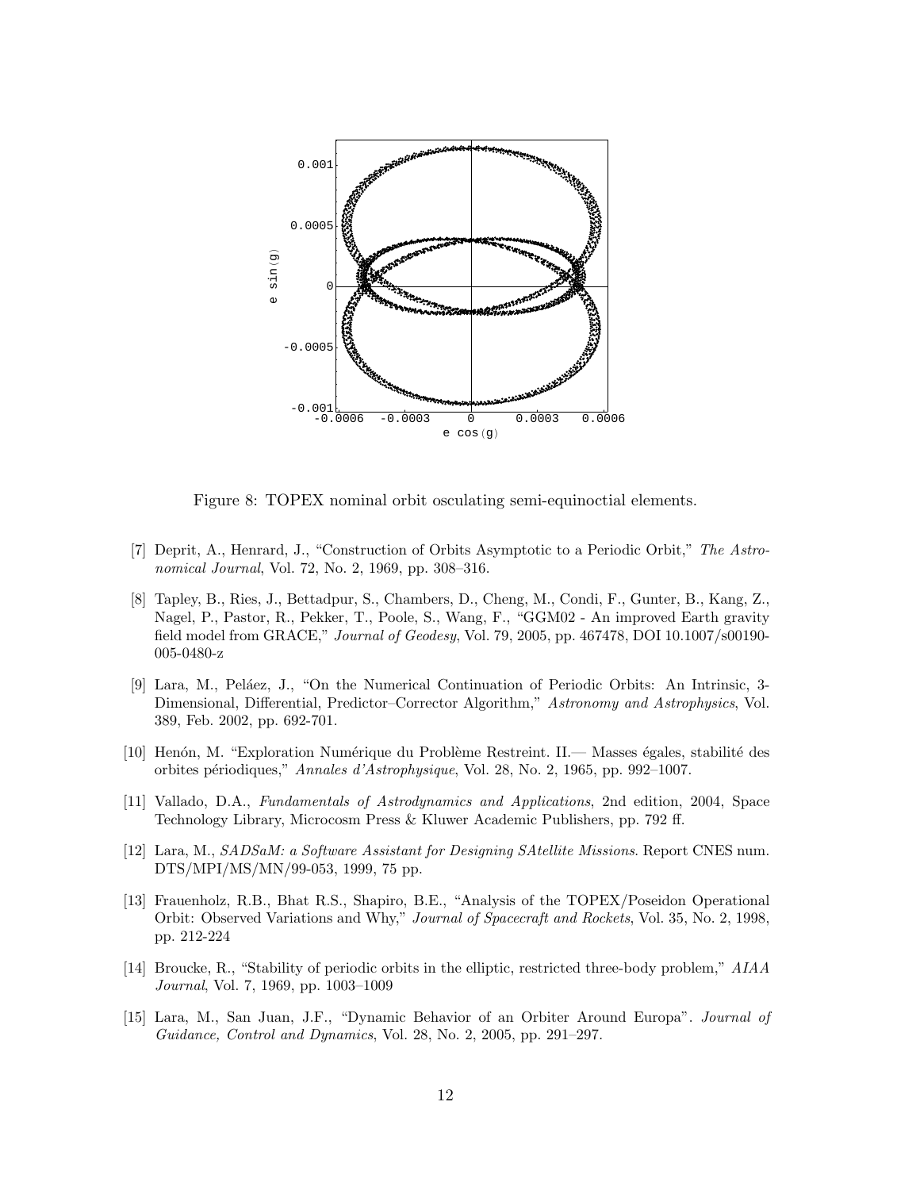Figure 8: TOPEX nominal orbit osculating semi-equinoctial elements.

[7] Deprit, A., Henrard, J., "Construction of Orbits Asymptotic to a Periodic Orbit," *The Astronomical Journal*, Vol. 72, No. 2, 1969, pp. 308–316.

[8] Tapley, B., Ries, J., Bettadpur, S., Chambers, D., Cheng, M., Condi, F., Gunter, B., Kang, Z., Nagel, P., Pastor, R., Pekker, T., Poole, S., Wang, F., "GGM02 - An improved Earth gravity field model from GRACE," *Journal of Geodesy*, Vol. 79, 2005, pp. 467478, DOI 10.1007/s00190-005-0480-z

[9] Lara, M., Peláez, J., "On the Numerical Continuation of Periodic Orbits: An Intrinsic, 3-Dimensional, Differential, Predictor–Corrector Algorithm," *Astronomy and Astrophysics*, Vol. 389, Feb. 2002, pp. 692-701.

[10] Henón, M. "Exploration Numérique du Problème Restreint. II.— Masses égales, stabilité des orbites périodiques," *Annales d'Astrophysique*, Vol. 28, No. 2, 1965, pp. 992–1007.

[11] Vallado, D.A., *Fundamentals of Astrodynamics and Applications*, 2nd edition, 2004, Space Technology Library, Microcosm Press & Kluwer Academic Publishers, pp. 792 ff.

[12] Lara, M., *SADSaM: a Software Assistant for Designing SAtellite Missions*. Report CNES num. DTS/MPI/MS/MN/99-053, 1999, 75 pp.

[13] Frauenholz, R.B., Bhat R.S., Shapiro, B.E., "Analysis of the TOPEX/Poseidon Operational Orbit: Observed Variations and Why," *Journal of Spacecraft and Rockets*, Vol. 35, No. 2, 1998, pp. 212-224

[14] Broucke, R., "Stability of periodic orbits in the elliptic, restricted three-body problem," *AIAA Journal*, Vol. 7, 1969, pp. 1003–1009

[15] Lara, M., San Juan, J.F., "Dynamic Behavior of an Orbiter Around Europa". *Journal of Guidance, Control and Dynamics*, Vol. 28, No. 2, 2005, pp. 291–297.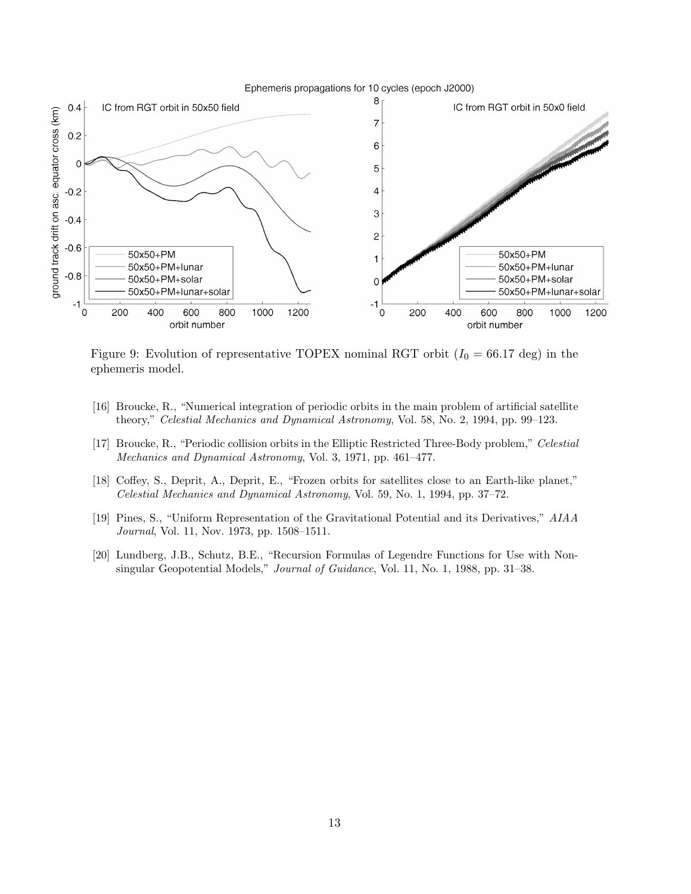Ephemeris propagations for 10 cycles (epoch J2000)

IC from RGT orbit in 50x50 field

ground track drift on asc. equator cross (km)

0.4
0.2
0
-0.2
-0.4
-0.6
-0.8
-1

0 200 400 600 800 1000 1200

orbit number

50x50+PM
50x50+PM+lunar
50x50+PM+solar
50x50+PM+lunar+solar

IC from RGT orbit in 50x0 field

8
7
6
5
4
3
2
1
0
-1

0 200 400 600 800 1000 1200

orbit number

50x50+PM
50x50+PM+lunar
50x50+PM+solar
50x50+PM+lunar+solar

Figure 9: Evolution of representative TOPEX nominal RGT orbit ($I_0 = 66.17$ deg) in the ephemeris model.

[16] Broucke, R., "Numerical integration of periodic orbits in the main problem of artificial satellite theory," *Celestial Mechanics and Dynamical Astronomy*, Vol. 58, No. 2, 1994, pp. 99–123.

[17] Broucke, R., "Periodic collision orbits in the Elliptic Restricted Three-Body problem," *Celestial Mechanics and Dynamical Astronomy*, Vol. 3, 1971, pp. 461–477.

[18] Coffey, S., Deprit, A., Deprit, E., "Frozen orbits for satellites close to an Earth-like planet," *Celestial Mechanics and Dynamical Astronomy*, Vol. 59, No. 1, 1994, pp. 37–72.

[19] Pines, S., "Uniform Representation of the Gravitational Potential and its Derivatives," *AIAA Journal*, Vol. 11, Nov. 1973, pp. 1508–1511.

[20] Lundberg, J.B., Schutz, B.E., "Recursion Formulas of Legendre Functions for Use with Nonsingular Geopotential Models," *Journal of Guidance*, Vol. 11, No. 1, 1988, pp. 31–38.